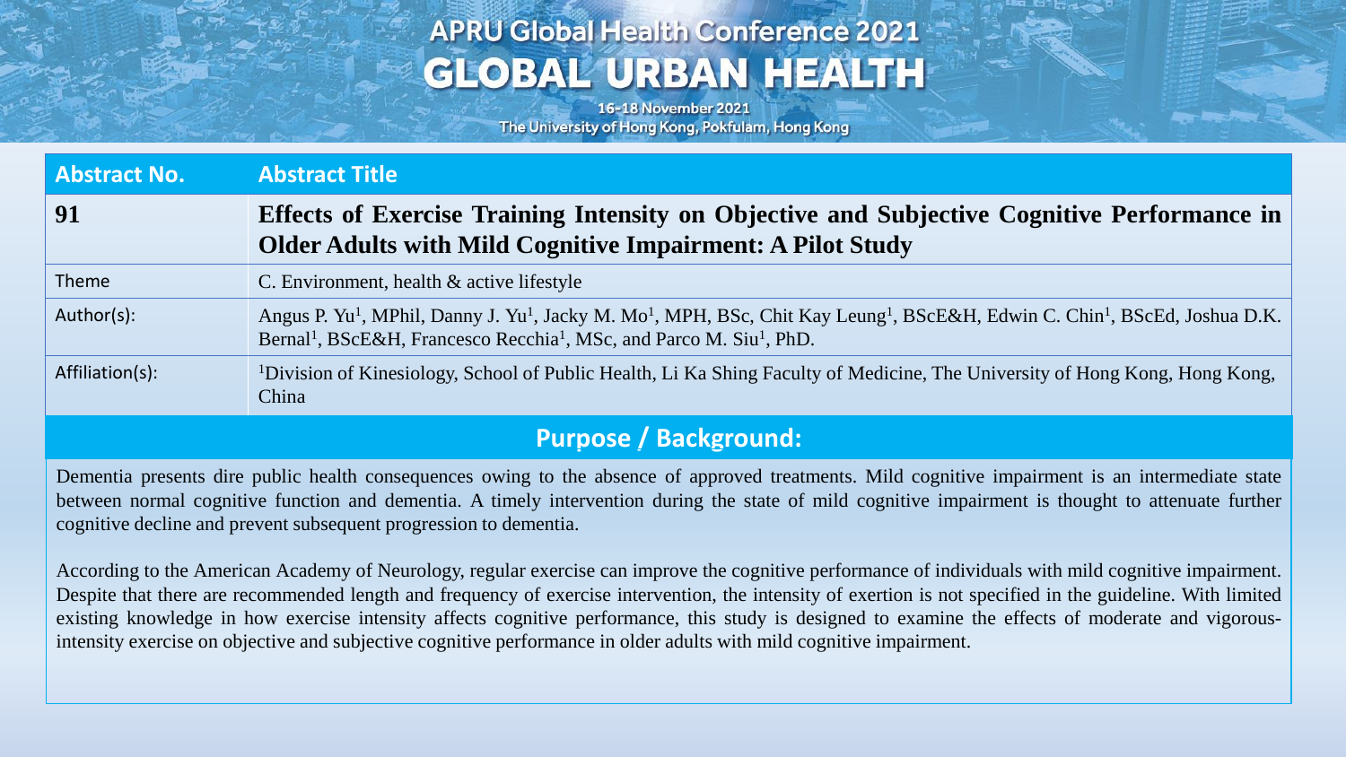# APRU Global Health Conference 2021

## GLOBAL URBAN HEALTH

16-18 November 2021
The University of Hong Kong, Pokfulam, Hong Kong

| Abstract No. | Abstract Title |
|---|---|
| **91** | **Effects of Exercise Training Intensity on Objective and Subjective Cognitive Performance in Older Adults with Mild Cognitive Impairment: A Pilot Study** |
| Theme | C. Environment, health & active lifestyle |
| Author(s): | Angus P. Yu[1], MPhil, Danny J. Yu[1], Jacky M. Mo[1], MPH, BSc, Chit Kay Leung[1], BScE&H, Edwin C. Chin[1], BScEd, Joshua D.K. Bernal[1], BScE&H, Francesco Recchia[1], MSc, and Parco M. Siu[1], PhD. |
| Affiliation(s): | [1]Division of Kinesiology, School of Public Health, Li Ka Shing Faculty of Medicine, The University of Hong Kong, Hong Kong, China |

## Purpose / Background:

Dementia presents dire public health consequences owing to the absence of approved treatments. Mild cognitive impairment is an intermediate state between normal cognitive function and dementia. A timely intervention during the state of mild cognitive impairment is thought to attenuate further cognitive decline and prevent subsequent progression to dementia.

According to the American Academy of Neurology, regular exercise can improve the cognitive performance of individuals with mild cognitive impairment. Despite that there are recommended length and frequency of exercise intervention, the intensity of exertion is not specified in the guideline. With limited existing knowledge in how exercise intensity affects cognitive performance, this study is designed to examine the effects of moderate and vigorous-intensity exercise on objective and subjective cognitive performance in older adults with mild cognitive impairment.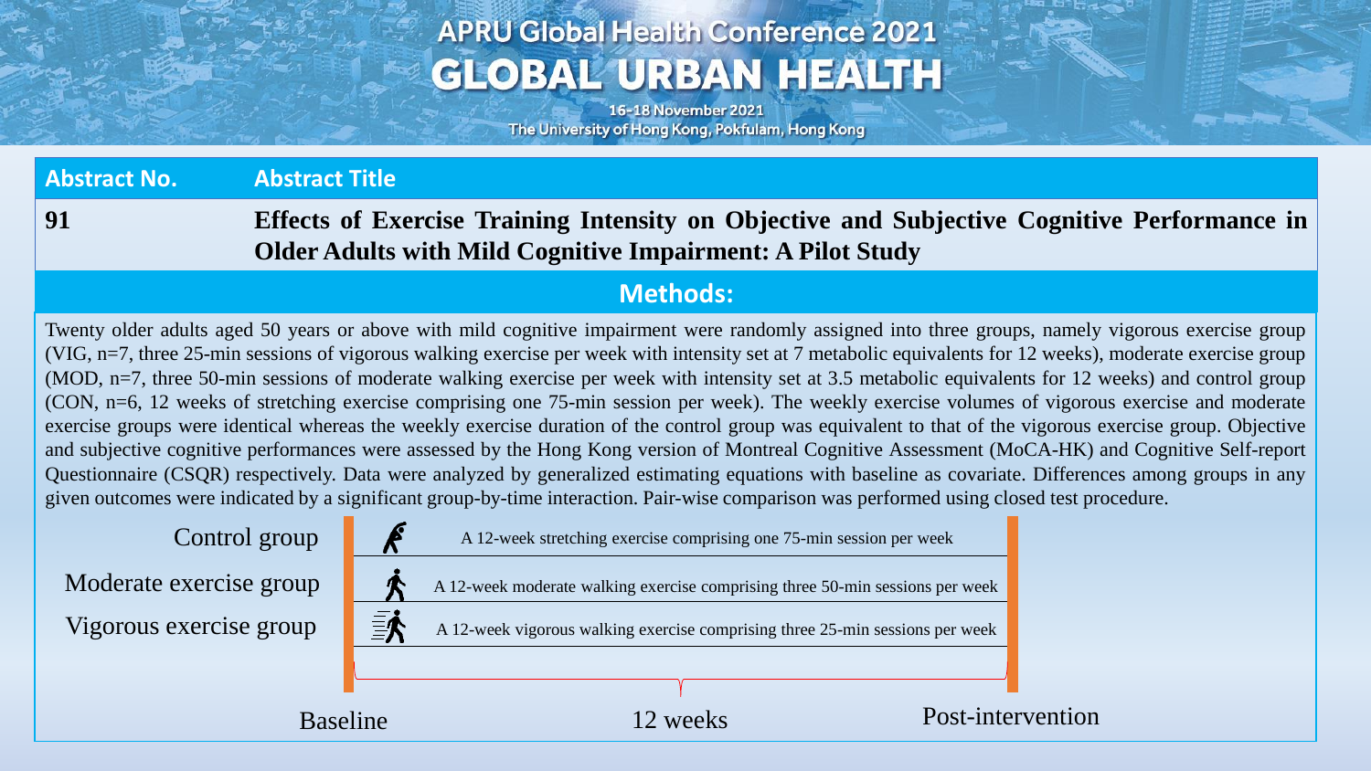| Abstract No. | Abstract Title |
|---|---|
| **91** | **Effects of Exercise Training Intensity on Objective and Subjective Cognitive Performance in Older Adults with Mild Cognitive Impairment: A Pilot Study** |

## Methods:

Twenty older adults aged 50 years or above with mild cognitive impairment were randomly assigned into three groups, namely vigorous exercise group (VIG, n=7, three 25-min sessions of vigorous walking exercise per week with intensity set at 7 metabolic equivalents for 12 weeks), moderate exercise group (MOD, n=7, three 50-min sessions of moderate walking exercise per week with intensity set at 3.5 metabolic equivalents for 12 weeks) and control group (CON, n=6, 12 weeks of stretching exercise comprising one 75-min session per week). The weekly exercise volumes of vigorous exercise and moderate exercise groups were identical whereas the weekly exercise duration of the control group was equivalent to that of the vigorous exercise group. Objective and subjective cognitive performances were assessed by the Hong Kong version of Montreal Cognitive Assessment (MoCA-HK) and Cognitive Self-report Questionnaire (CSQR) respectively. Data were analyzed by generalized estimating equations with baseline as covariate. Differences among groups in any given outcomes were indicated by a significant group-by-time interaction. Pair-wise comparison was performed using closed test procedure.

| Group | Intervention |
|---|---|
| Control group | A 12-week stretching exercise comprising one 75-min session per week |
| Moderate exercise group | A 12-week moderate walking exercise comprising three 50-min sessions per week |
| Vigorous exercise group | A 12-week vigorous walking exercise comprising three 25-min sessions per week |

Baseline — 12 weeks — Post-intervention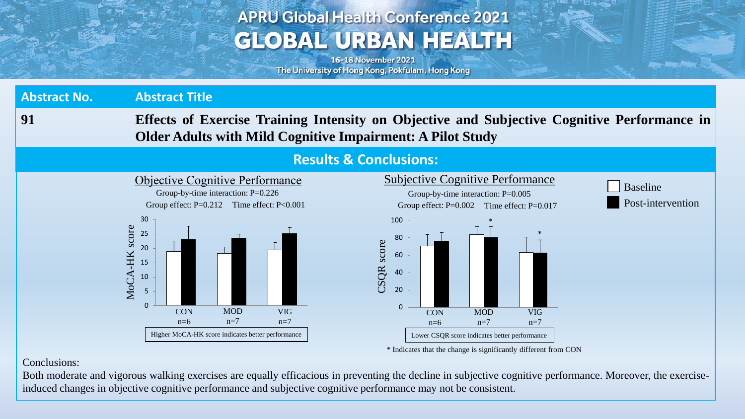# APRU Global Health Conference 2021

# GLOBAL URBAN HEALTH

16-18 November 2021

The University of Hong Kong, Pokfulam, Hong Kong

| Abstract No. | Abstract Title |
|---|---|
| 91 | **Effects of Exercise Training Intensity on Objective and Subjective Cognitive Performance in Older Adults with Mild Cognitive Impairment: A Pilot Study** |

## Results & Conclusions:

### Objective Cognitive Performance

Group-by-time interaction: P=0.226

Group effect: P=0.212 Time effect: P<0.001

MoCA-HK score

30
25
20
15
10
5
0

CON n=6
MOD n=7
VIG n=7

Higher MoCA-HK score indicates better performance

### Subjective Cognitive Performance

Group-by-time interaction: P=0.005

Group effect: P=0.002 Time effect: P=0.017

CSQR score

100
80
60
40
20
0

CON n=6
MOD n=7
VIG n=7

Lower CSQR score indicates better performance

* Indicates that the change is significantly different from CON

Baseline

Post-intervention

Conclusions:

Both moderate and vigorous walking exercises are equally efficacious in preventing the decline in subjective cognitive performance. Moreover, the exercise-induced changes in objective cognitive performance and subjective cognitive performance may not be consistent.